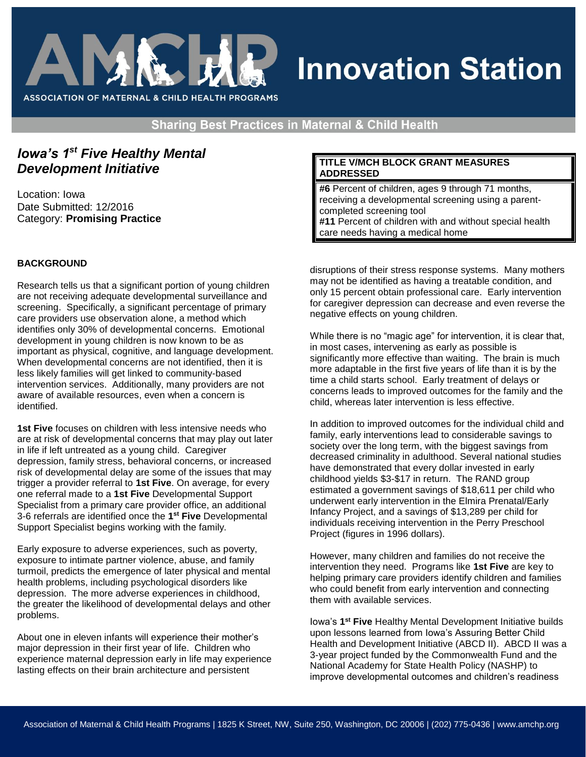# Innovation Station

**Sharing Best Practices in Maternal & Child Health**

## *Iowa's 1st Five Healthy Mental Development Initiative*

Location: Iowa
Date Submitted: 12/2016
Category: **Promising Practice**

| TITLE V/MCH BLOCK GRANT MEASURES ADDRESSED |
|---|
| **#6** Percent of children, ages 9 through 71 months, receiving a developmental screening using a parent-completed screening tool<br>**#11** Percent of children with and without special health care needs having a medical home |

### BACKGROUND

Research tells us that a significant portion of young children are not receiving adequate developmental surveillance and screening. Specifically, a significant percentage of primary care providers use observation alone, a method which identifies only 30% of developmental concerns. Emotional development in young children is now known to be as important as physical, cognitive, and language development. When developmental concerns are not identified, then it is less likely families will get linked to community-based intervention services. Additionally, many providers are not aware of available resources, even when a concern is identified.

**1st Five** focuses on children with less intensive needs who are at risk of developmental concerns that may play out later in life if left untreated as a young child. Caregiver depression, family stress, behavioral concerns, or increased risk of developmental delay are some of the issues that may trigger a provider referral to **1st Five**. On average, for every one referral made to a **1st Five** Developmental Support Specialist from a primary care provider office, an additional 3-6 referrals are identified once the **1st Five** Developmental Support Specialist begins working with the family.

Early exposure to adverse experiences, such as poverty, exposure to intimate partner violence, abuse, and family turmoil, predicts the emergence of later physical and mental health problems, including psychological disorders like depression. The more adverse experiences in childhood, the greater the likelihood of developmental delays and other problems.

About one in eleven infants will experience their mother's major depression in their first year of life. Children who experience maternal depression early in life may experience lasting effects on their brain architecture and persistent disruptions of their stress response systems. Many mothers may not be identified as having a treatable condition, and only 15 percent obtain professional care. Early intervention for caregiver depression can decrease and even reverse the negative effects on young children.

While there is no "magic age" for intervention, it is clear that, in most cases, intervening as early as possible is significantly more effective than waiting. The brain is much more adaptable in the first five years of life than it is by the time a child starts school. Early treatment of delays or concerns leads to improved outcomes for the family and the child, whereas later intervention is less effective.

In addition to improved outcomes for the individual child and family, early interventions lead to considerable savings to society over the long term, with the biggest savings from decreased criminality in adulthood. Several national studies have demonstrated that every dollar invested in early childhood yields $3-$17 in return. The RAND group estimated a government savings of $18,611 per child who underwent early intervention in the Elmira Prenatal/Early Infancy Project, and a savings of $13,289 per child for individuals receiving intervention in the Perry Preschool Project (figures in 1996 dollars).

However, many children and families do not receive the intervention they need. Programs like **1st Five** are key to helping primary care providers identify children and families who could benefit from early intervention and connecting them with available services.

Iowa's **1st Five** Healthy Mental Development Initiative builds upon lessons learned from Iowa's Assuring Better Child Health and Development Initiative (ABCD II). ABCD II was a 3-year project funded by the Commonwealth Fund and the National Academy for State Health Policy (NASHP) to improve developmental outcomes and children's readiness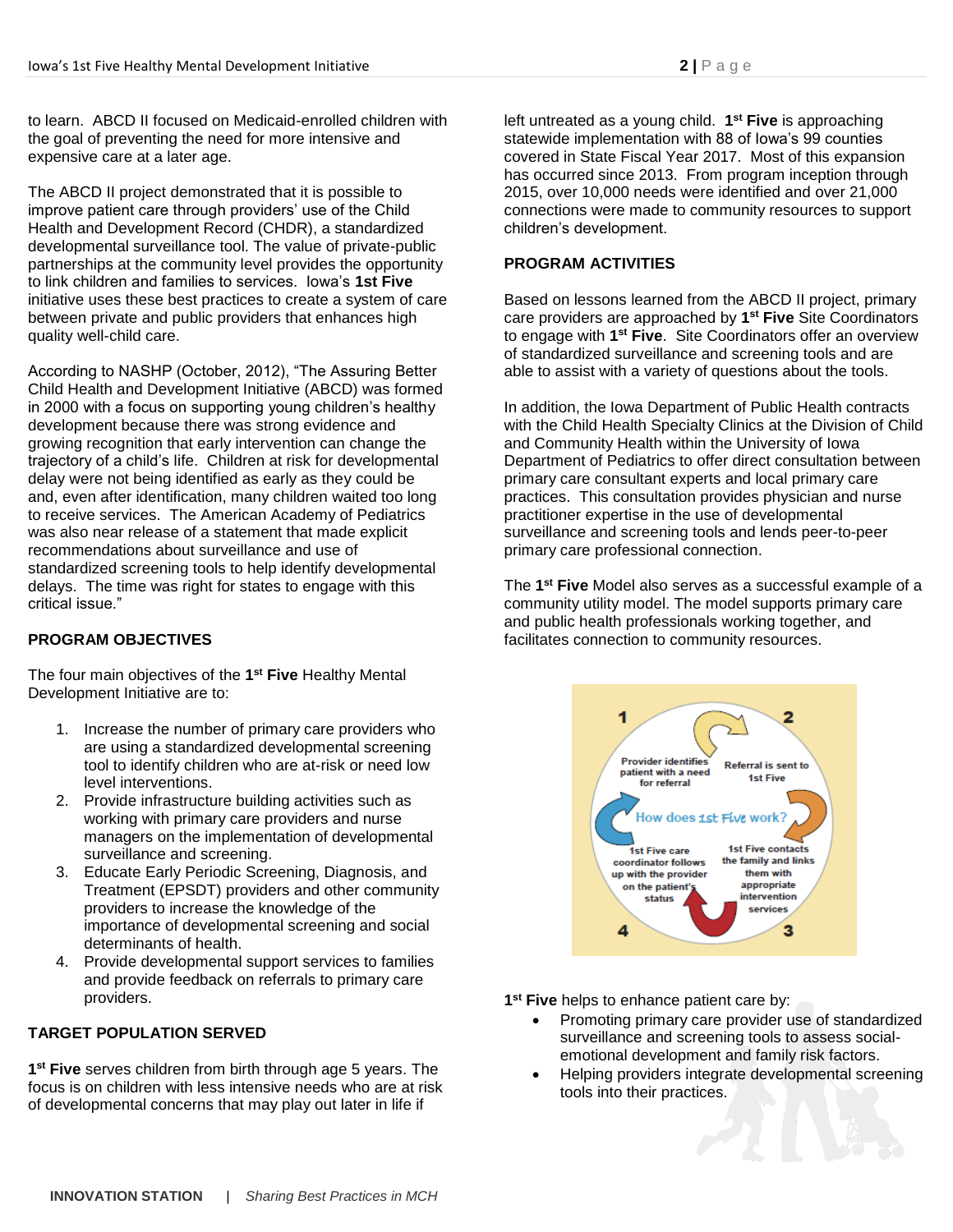to learn. ABCD II focused on Medicaid-enrolled children with the goal of preventing the need for more intensive and expensive care at a later age.

The ABCD II project demonstrated that it is possible to improve patient care through providers' use of the Child Health and Development Record (CHDR), a standardized developmental surveillance tool. The value of private-public partnerships at the community level provides the opportunity to link children and families to services. Iowa's **1st Five** initiative uses these best practices to create a system of care between private and public providers that enhances high quality well-child care.

According to NASHP (October, 2012), "The Assuring Better Child Health and Development Initiative (ABCD) was formed in 2000 with a focus on supporting young children's healthy development because there was strong evidence and growing recognition that early intervention can change the trajectory of a child's life. Children at risk for developmental delay were not being identified as early as they could be and, even after identification, many children waited too long to receive services. The American Academy of Pediatrics was also near release of a statement that made explicit recommendations about surveillance and use of standardized screening tools to help identify developmental delays. The time was right for states to engage with this critical issue."

## PROGRAM OBJECTIVES

The four main objectives of the **1st Five** Healthy Mental Development Initiative are to:

1. Increase the number of primary care providers who are using a standardized developmental screening tool to identify children who are at-risk or need low level interventions.
2. Provide infrastructure building activities such as working with primary care providers and nurse managers on the implementation of developmental surveillance and screening.
3. Educate Early Periodic Screening, Diagnosis, and Treatment (EPSDT) providers and other community providers to increase the knowledge of the importance of developmental screening and social determinants of health.
4. Provide developmental support services to families and provide feedback on referrals to primary care providers.

## TARGET POPULATION SERVED

**1st Five** serves children from birth through age 5 years. The focus is on children with less intensive needs who are at risk of developmental concerns that may play out later in life if left untreated as a young child. **1st Five** is approaching statewide implementation with 88 of Iowa's 99 counties covered in State Fiscal Year 2017. Most of this expansion has occurred since 2013. From program inception through 2015, over 10,000 needs were identified and over 21,000 connections were made to community resources to support children's development.

## PROGRAM ACTIVITIES

Based on lessons learned from the ABCD II project, primary care providers are approached by **1st Five** Site Coordinators to engage with **1st Five**. Site Coordinators offer an overview of standardized surveillance and screening tools and are able to assist with a variety of questions about the tools.

In addition, the Iowa Department of Public Health contracts with the Child Health Specialty Clinics at the Division of Child and Community Health within the University of Iowa Department of Pediatrics to offer direct consultation between primary care consultant experts and local primary care practices. This consultation provides physician and nurse practitioner expertise in the use of developmental surveillance and screening tools and lends peer-to-peer primary care professional connection.

The **1st Five** Model also serves as a successful example of a community utility model. The model supports primary care and public health professionals working together, and facilitates connection to community resources.

How does 1st Five work?

1. Provider identifies patient with a need for referral
2. Referral is sent to 1st Five
3. 1st Five contacts the family and links them with appropriate intervention services
4. 1st Five care coordinator follows up with the provider on the patient's status

**1st Five** helps to enhance patient care by:

- Promoting primary care provider use of standardized surveillance and screening tools to assess social-emotional development and family risk factors.
- Helping providers integrate developmental screening tools into their practices.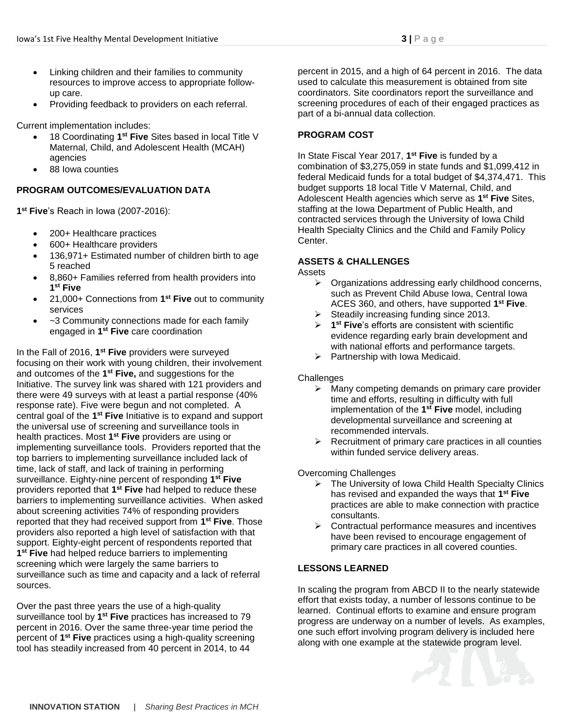- Linking children and their families to community resources to improve access to appropriate follow-up care.
- Providing feedback to providers on each referral.

Current implementation includes:

- 18 Coordinating **1st Five** Sites based in local Title V Maternal, Child, and Adolescent Health (MCAH) agencies
- 88 Iowa counties

## PROGRAM OUTCOMES/EVALUATION DATA

**1st Five**'s Reach in Iowa (2007-2016):

- 200+ Healthcare practices
- 600+ Healthcare providers
- 136,971+ Estimated number of children birth to age 5 reached
- 8,860+ Families referred from health providers into **1st Five**
- 21,000+ Connections from **1st Five** out to community services
- ~3 Community connections made for each family engaged in **1st Five** care coordination

In the Fall of 2016, **1st Five** providers were surveyed focusing on their work with young children, their involvement and outcomes of the **1st Five,** and suggestions for the Initiative. The survey link was shared with 121 providers and there were 49 surveys with at least a partial response (40% response rate). Five were begun and not completed. A central goal of the **1st Five** Initiative is to expand and support the universal use of screening and surveillance tools in health practices. Most **1st Five** providers are using or implementing surveillance tools. Providers reported that the top barriers to implementing surveillance included lack of time, lack of staff, and lack of training in performing surveillance. Eighty-nine percent of responding **1st Five** providers reported that **1st Five** had helped to reduce these barriers to implementing surveillance activities. When asked about screening activities 74% of responding providers reported that they had received support from **1st Five**. Those providers also reported a high level of satisfaction with that support. Eighty-eight percent of respondents reported that **1st Five** had helped reduce barriers to implementing screening which were largely the same barriers to surveillance such as time and capacity and a lack of referral sources.

Over the past three years the use of a high-quality surveillance tool by **1st Five** practices has increased to 79 percent in 2016. Over the same three-year time period the percent of **1st Five** practices using a high-quality screening tool has steadily increased from 40 percent in 2014, to 44 percent in 2015, and a high of 64 percent in 2016. The data used to calculate this measurement is obtained from site coordinators. Site coordinators report the surveillance and screening procedures of each of their engaged practices as part of a bi-annual data collection.

## PROGRAM COST

In State Fiscal Year 2017, **1st Five** is funded by a combination of $3,275,059 in state funds and $1,099,412 in federal Medicaid funds for a total budget of $4,374,471. This budget supports 18 local Title V Maternal, Child, and Adolescent Health agencies which serve as **1st Five** Sites, staffing at the Iowa Department of Public Health, and contracted services through the University of Iowa Child Health Specialty Clinics and the Child and Family Policy Center.

## ASSETS & CHALLENGES

Assets

- Organizations addressing early childhood concerns, such as Prevent Child Abuse Iowa, Central Iowa ACES 360, and others, have supported **1st Five**.
- Steadily increasing funding since 2013.
- **1st Five**'s efforts are consistent with scientific evidence regarding early brain development and with national efforts and performance targets.
- Partnership with Iowa Medicaid.

Challenges

- Many competing demands on primary care provider time and efforts, resulting in difficulty with full implementation of the **1st Five** model, including developmental surveillance and screening at recommended intervals.
- Recruitment of primary care practices in all counties within funded service delivery areas.

Overcoming Challenges

- The University of Iowa Child Health Specialty Clinics has revised and expanded the ways that **1st Five** practices are able to make connection with practice consultants.
- Contractual performance measures and incentives have been revised to encourage engagement of primary care practices in all covered counties.

## LESSONS LEARNED

In scaling the program from ABCD II to the nearly statewide effort that exists today, a number of lessons continue to be learned. Continual efforts to examine and ensure program progress are underway on a number of levels. As examples, one such effort involving program delivery is included here along with one example at the statewide program level.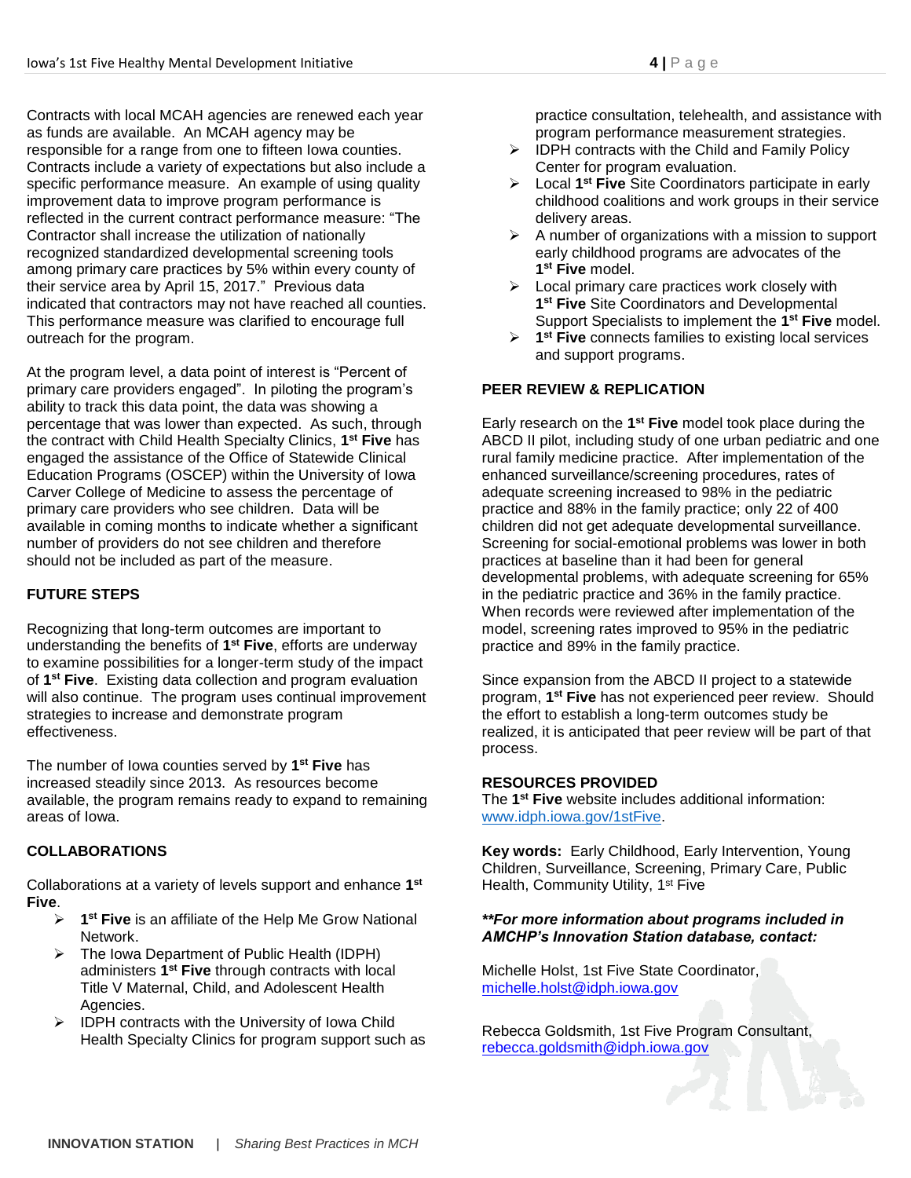Contracts with local MCAH agencies are renewed each year as funds are available. An MCAH agency may be responsible for a range from one to fifteen Iowa counties. Contracts include a variety of expectations but also include a specific performance measure. An example of using quality improvement data to improve program performance is reflected in the current contract performance measure: "The Contractor shall increase the utilization of nationally recognized standardized developmental screening tools among primary care practices by 5% within every county of their service area by April 15, 2017." Previous data indicated that contractors may not have reached all counties. This performance measure was clarified to encourage full outreach for the program.

At the program level, a data point of interest is "Percent of primary care providers engaged". In piloting the program's ability to track this data point, the data was showing a percentage that was lower than expected. As such, through the contract with Child Health Specialty Clinics, **1st Five** has engaged the assistance of the Office of Statewide Clinical Education Programs (OSCEP) within the University of Iowa Carver College of Medicine to assess the percentage of primary care providers who see children. Data will be available in coming months to indicate whether a significant number of providers do not see children and therefore should not be included as part of the measure.

## FUTURE STEPS

Recognizing that long-term outcomes are important to understanding the benefits of **1st Five**, efforts are underway to examine possibilities for a longer-term study of the impact of **1st Five**. Existing data collection and program evaluation will also continue. The program uses continual improvement strategies to increase and demonstrate program effectiveness.

The number of Iowa counties served by **1st Five** has increased steadily since 2013. As resources become available, the program remains ready to expand to remaining areas of Iowa.

## COLLABORATIONS

Collaborations at a variety of levels support and enhance **1st Five**.

- **1st Five** is an affiliate of the Help Me Grow National Network.
- The Iowa Department of Public Health (IDPH) administers **1st Five** through contracts with local Title V Maternal, Child, and Adolescent Health Agencies.
- IDPH contracts with the University of Iowa Child Health Specialty Clinics for program support such as practice consultation, telehealth, and assistance with program performance measurement strategies.
- IDPH contracts with the Child and Family Policy Center for program evaluation.
- Local **1st Five** Site Coordinators participate in early childhood coalitions and work groups in their service delivery areas.
- A number of organizations with a mission to support early childhood programs are advocates of the **1st Five** model.
- Local primary care practices work closely with **1st Five** Site Coordinators and Developmental Support Specialists to implement the **1st Five** model.
- **1st Five** connects families to existing local services and support programs.

## PEER REVIEW & REPLICATION

Early research on the **1st Five** model took place during the ABCD II pilot, including study of one urban pediatric and one rural family medicine practice. After implementation of the enhanced surveillance/screening procedures, rates of adequate screening increased to 98% in the pediatric practice and 88% in the family practice; only 22 of 400 children did not get adequate developmental surveillance. Screening for social-emotional problems was lower in both practices at baseline than it had been for general developmental problems, with adequate screening for 65% in the pediatric practice and 36% in the family practice. When records were reviewed after implementation of the model, screening rates improved to 95% in the pediatric practice and 89% in the family practice.

Since expansion from the ABCD II project to a statewide program, **1st Five** has not experienced peer review. Should the effort to establish a long-term outcomes study be realized, it is anticipated that peer review will be part of that process.

## RESOURCES PROVIDED

The **1st Five** website includes additional information: [www.idph.iowa.gov/1stFive](http://www.idph.iowa.gov/1stFive).

**Key words:** Early Childhood, Early Intervention, Young Children, Surveillance, Screening, Primary Care, Public Health, Community Utility, 1st Five

***\*\*For more information about programs included in AMCHP's Innovation Station database, contact:***

Michelle Holst, 1st Five State Coordinator, [michelle.holst@idph.iowa.gov](mailto:michelle.holst@idph.iowa.gov)

Rebecca Goldsmith, 1st Five Program Consultant, [rebecca.goldsmith@idph.iowa.gov](mailto:rebecca.goldsmith@idph.iowa.gov)